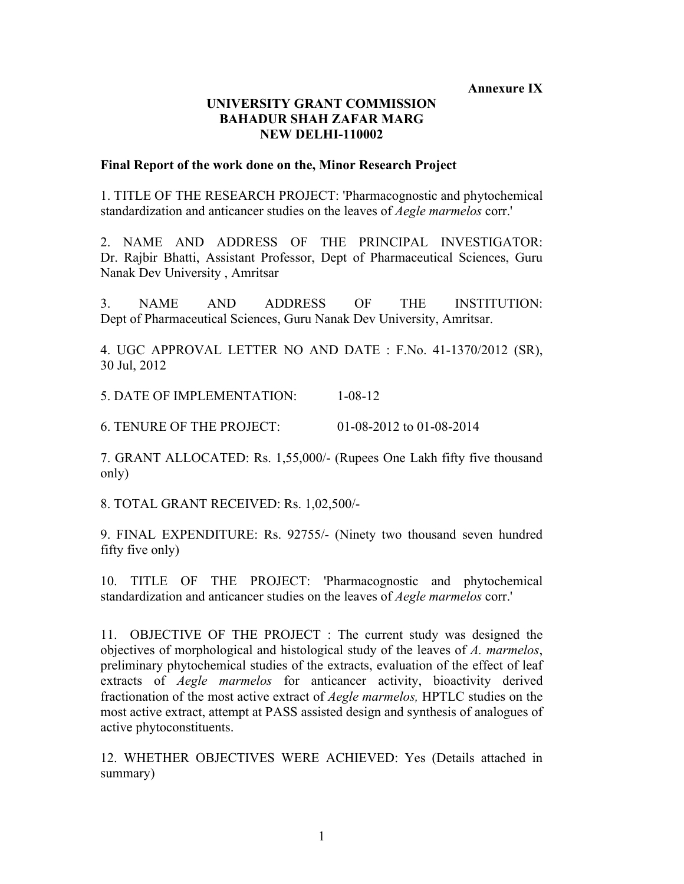**Annexure IX**

**UNIVERSITY GRANT COMMISSION**
**BAHADUR SHAH ZAFAR MARG**
**NEW DELHI-110002**

**Final Report of the work done on the, Minor Research Project**

1. TITLE OF THE RESEARCH PROJECT: 'Pharmacognostic and phytochemical standardization and anticancer studies on the leaves of *Aegle marmelos* corr.'

2. NAME AND ADDRESS OF THE PRINCIPAL INVESTIGATOR: Dr. Rajbir Bhatti, Assistant Professor, Dept of Pharmaceutical Sciences, Guru Nanak Dev University , Amritsar

3. NAME AND ADDRESS OF THE INSTITUTION: Dept of Pharmaceutical Sciences, Guru Nanak Dev University, Amritsar.

4. UGC APPROVAL LETTER NO AND DATE : F.No. 41-1370/2012 (SR), 30 Jul, 2012

5. DATE OF IMPLEMENTATION: 1-08-12

6. TENURE OF THE PROJECT: 01-08-2012 to 01-08-2014

7. GRANT ALLOCATED: Rs. 1,55,000/- (Rupees One Lakh fifty five thousand only)

8. TOTAL GRANT RECEIVED: Rs. 1,02,500/-

9. FINAL EXPENDITURE: Rs. 92755/- (Ninety two thousand seven hundred fifty five only)

10. TITLE OF THE PROJECT: 'Pharmacognostic and phytochemical standardization and anticancer studies on the leaves of *Aegle marmelos* corr.'

11. OBJECTIVE OF THE PROJECT : The current study was designed the objectives of morphological and histological study of the leaves of *A. marmelos*, preliminary phytochemical studies of the extracts, evaluation of the effect of leaf extracts of *Aegle marmelos* for anticancer activity, bioactivity derived fractionation of the most active extract of *Aegle marmelos,* HPTLC studies on the most active extract, attempt at PASS assisted design and synthesis of analogues of active phytoconstituents.

12. WHETHER OBJECTIVES WERE ACHIEVED: Yes (Details attached in summary)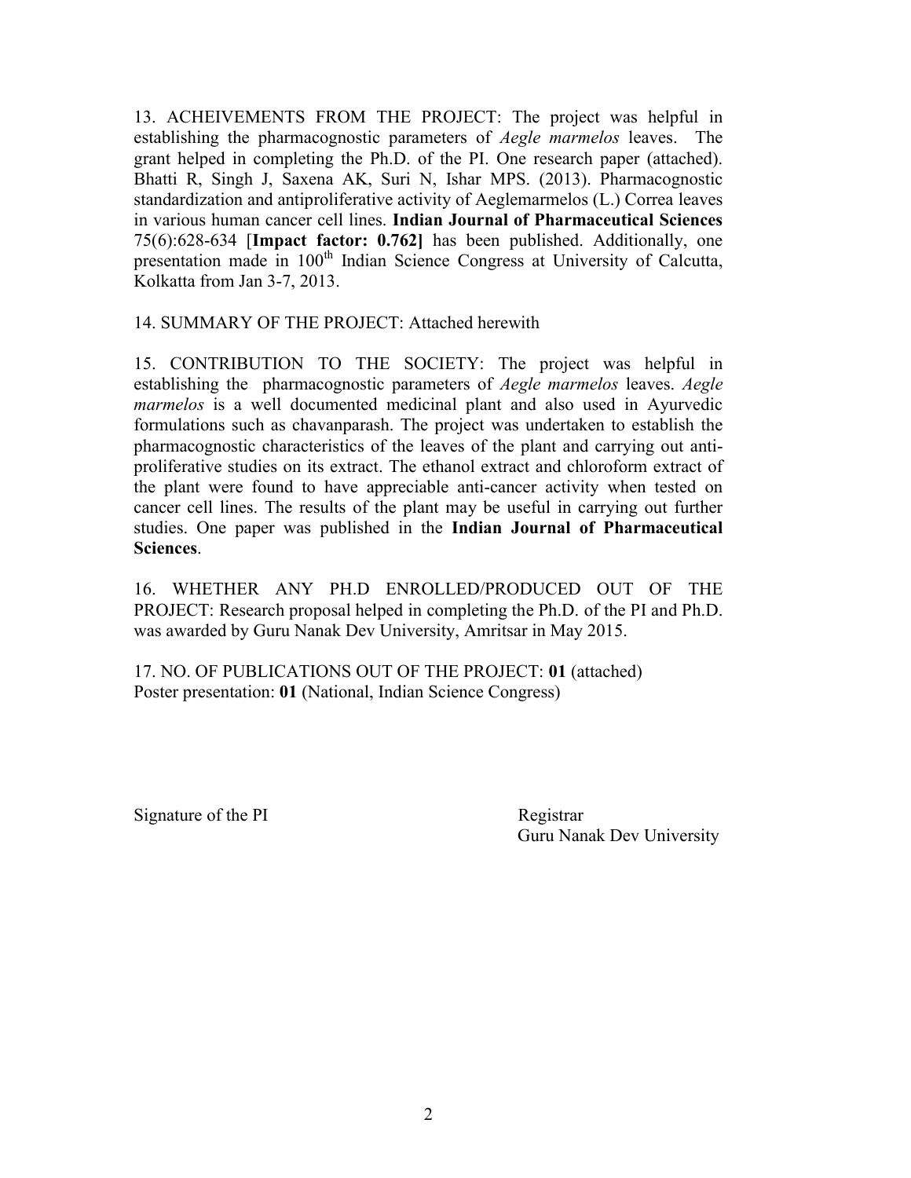13. ACHEIVEMENTS FROM THE PROJECT: The project was helpful in establishing the pharmacognostic parameters of *Aegle marmelos* leaves. The grant helped in completing the Ph.D. of the PI. One research paper (attached). Bhatti R, Singh J, Saxena AK, Suri N, Ishar MPS. (2013). Pharmacognostic standardization and antiproliferative activity of Aeglemarmelos (L.) Correa leaves in various human cancer cell lines. **Indian Journal of Pharmaceutical Sciences** 75(6):628-634 [**Impact factor: 0.762]** has been published. Additionally, one presentation made in 100th Indian Science Congress at University of Calcutta, Kolkatta from Jan 3-7, 2013.

14. SUMMARY OF THE PROJECT: Attached herewith

15. CONTRIBUTION TO THE SOCIETY: The project was helpful in establishing the pharmacognostic parameters of *Aegle marmelos* leaves. *Aegle marmelos* is a well documented medicinal plant and also used in Ayurvedic formulations such as chavanparash. The project was undertaken to establish the pharmacognostic characteristics of the leaves of the plant and carrying out anti-proliferative studies on its extract. The ethanol extract and chloroform extract of the plant were found to have appreciable anti-cancer activity when tested on cancer cell lines. The results of the plant may be useful in carrying out further studies. One paper was published in the **Indian Journal of Pharmaceutical Sciences**.

16. WHETHER ANY PH.D ENROLLED/PRODUCED OUT OF THE PROJECT: Research proposal helped in completing the Ph.D. of the PI and Ph.D. was awarded by Guru Nanak Dev University, Amritsar in May 2015.

17. NO. OF PUBLICATIONS OUT OF THE PROJECT: **01** (attached)
Poster presentation: **01** (National, Indian Science Congress)

Signature of the PI

Registrar
Guru Nanak Dev University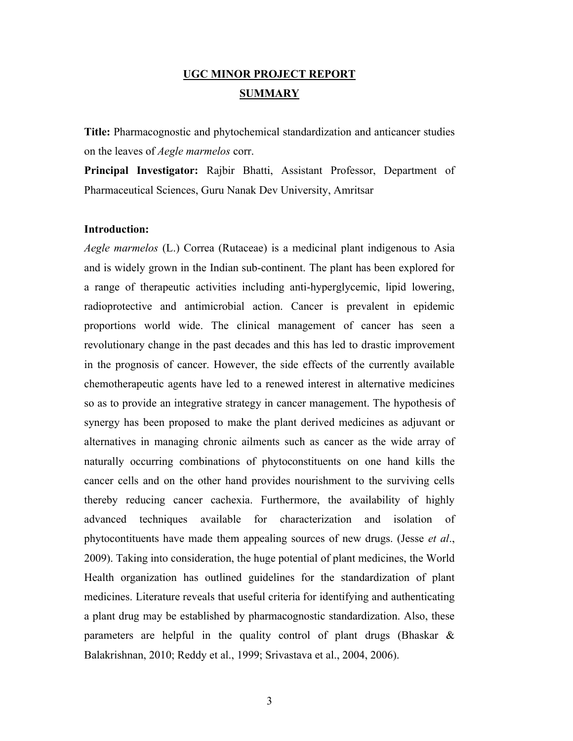## UGC MINOR PROJECT REPORT

## SUMMARY

**Title:** Pharmacognostic and phytochemical standardization and anticancer studies on the leaves of *Aegle marmelos* corr.

**Principal Investigator:** Rajbir Bhatti, Assistant Professor, Department of Pharmaceutical Sciences, Guru Nanak Dev University, Amritsar

**Introduction:**

*Aegle marmelos* (L.) Correa (Rutaceae) is a medicinal plant indigenous to Asia and is widely grown in the Indian sub-continent. The plant has been explored for a range of therapeutic activities including anti-hyperglycemic, lipid lowering, radioprotective and antimicrobial action. Cancer is prevalent in epidemic proportions world wide. The clinical management of cancer has seen a revolutionary change in the past decades and this has led to drastic improvement in the prognosis of cancer. However, the side effects of the currently available chemotherapeutic agents have led to a renewed interest in alternative medicines so as to provide an integrative strategy in cancer management. The hypothesis of synergy has been proposed to make the plant derived medicines as adjuvant or alternatives in managing chronic ailments such as cancer as the wide array of naturally occurring combinations of phytoconstituents on one hand kills the cancer cells and on the other hand provides nourishment to the surviving cells thereby reducing cancer cachexia. Furthermore, the availability of highly advanced techniques available for characterization and isolation of phytocontituents have made them appealing sources of new drugs. (Jesse *et al*., 2009). Taking into consideration, the huge potential of plant medicines, the World Health organization has outlined guidelines for the standardization of plant medicines. Literature reveals that useful criteria for identifying and authenticating a plant drug may be established by pharmacognostic standardization. Also, these parameters are helpful in the quality control of plant drugs (Bhaskar & Balakrishnan, 2010; Reddy et al., 1999; Srivastava et al., 2004, 2006).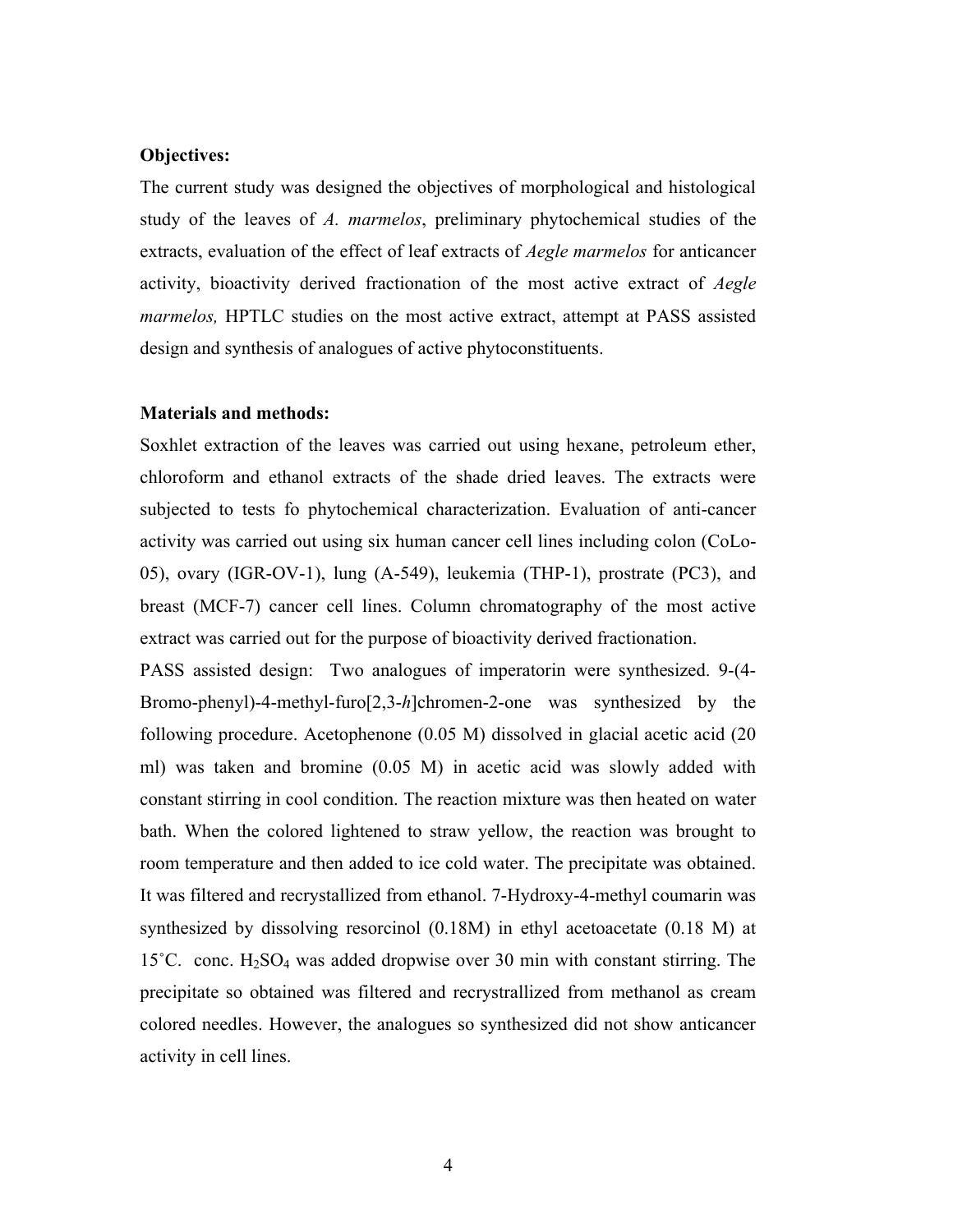**Objectives:**

The current study was designed the objectives of morphological and histological study of the leaves of *A. marmelos*, preliminary phytochemical studies of the extracts, evaluation of the effect of leaf extracts of *Aegle marmelos* for anticancer activity, bioactivity derived fractionation of the most active extract of *Aegle marmelos,* HPTLC studies on the most active extract, attempt at PASS assisted design and synthesis of analogues of active phytoconstituents.

**Materials and methods:**

Soxhlet extraction of the leaves was carried out using hexane, petroleum ether, chloroform and ethanol extracts of the shade dried leaves. The extracts were subjected to tests fo phytochemical characterization. Evaluation of anti-cancer activity was carried out using six human cancer cell lines including colon (CoLo-05), ovary (IGR-OV-1), lung (A-549), leukemia (THP-1), prostrate (PC3), and breast (MCF-7) cancer cell lines. Column chromatography of the most active extract was carried out for the purpose of bioactivity derived fractionation.

PASS assisted design: Two analogues of imperatorin were synthesized. 9-(4-Bromo-phenyl)-4-methyl-furo[2,3-*h*]chromen-2-one was synthesized by the following procedure. Acetophenone (0.05 M) dissolved in glacial acetic acid (20 ml) was taken and bromine (0.05 M) in acetic acid was slowly added with constant stirring in cool condition. The reaction mixture was then heated on water bath. When the colored lightened to straw yellow, the reaction was brought to room temperature and then added to ice cold water. The precipitate was obtained. It was filtered and recrystallized from ethanol. 7-Hydroxy-4-methyl coumarin was synthesized by dissolving resorcinol (0.18M) in ethyl acetoacetate (0.18 M) at 15˚C. conc. $H_2SO_4$ was added dropwise over 30 min with constant stirring. The precipitate so obtained was filtered and recrystrallized from methanol as cream colored needles. However, the analogues so synthesized did not show anticancer activity in cell lines.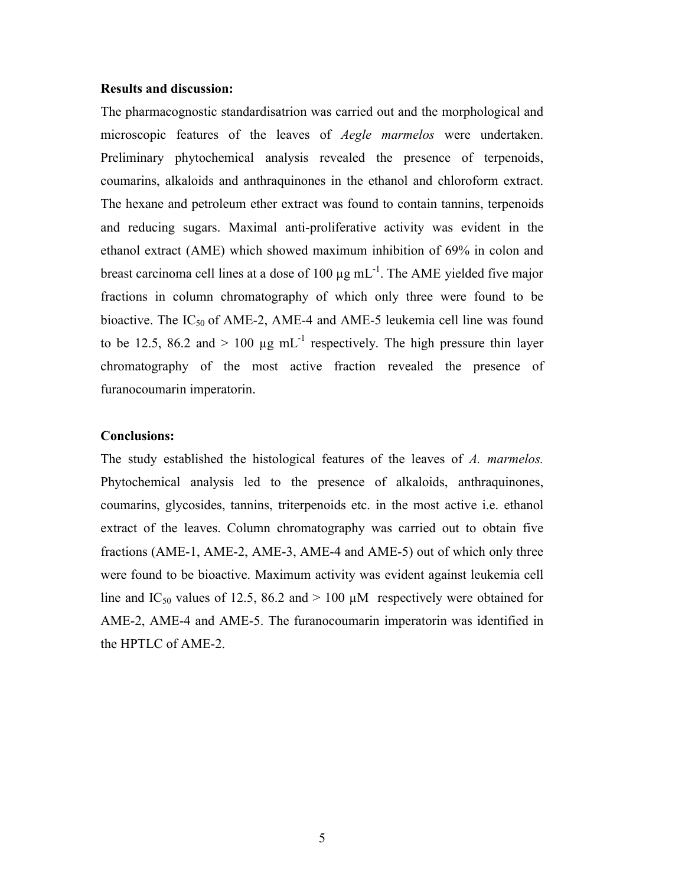**Results and discussion:**

The pharmacognostic standardisatrion was carried out and the morphological and microscopic features of the leaves of *Aegle marmelos* were undertaken. Preliminary phytochemical analysis revealed the presence of terpenoids, coumarins, alkaloids and anthraquinones in the ethanol and chloroform extract. The hexane and petroleum ether extract was found to contain tannins, terpenoids and reducing sugars. Maximal anti-proliferative activity was evident in the ethanol extract (AME) which showed maximum inhibition of 69% in colon and breast carcinoma cell lines at a dose of 100 µg $mL^{-1}$. The AME yielded five major fractions in column chromatography of which only three were found to be bioactive. The $IC_{50}$ of AME-2, AME-4 and AME-5 leukemia cell line was found to be 12.5, 86.2 and > 100 µg $mL^{-1}$ respectively. The high pressure thin layer chromatography of the most active fraction revealed the presence of furanocoumarin imperatorin.

**Conclusions:**

The study established the histological features of the leaves of *A. marmelos.* Phytochemical analysis led to the presence of alkaloids, anthraquinones, coumarins, glycosides, tannins, triterpenoids etc. in the most active i.e. ethanol extract of the leaves. Column chromatography was carried out to obtain five fractions (AME-1, AME-2, AME-3, AME-4 and AME-5) out of which only three were found to be bioactive. Maximum activity was evident against leukemia cell line and $IC_{50}$ values of 12.5, 86.2 and > 100 µM respectively were obtained for AME-2, AME-4 and AME-5. The furanocoumarin imperatorin was identified in the HPTLC of AME-2.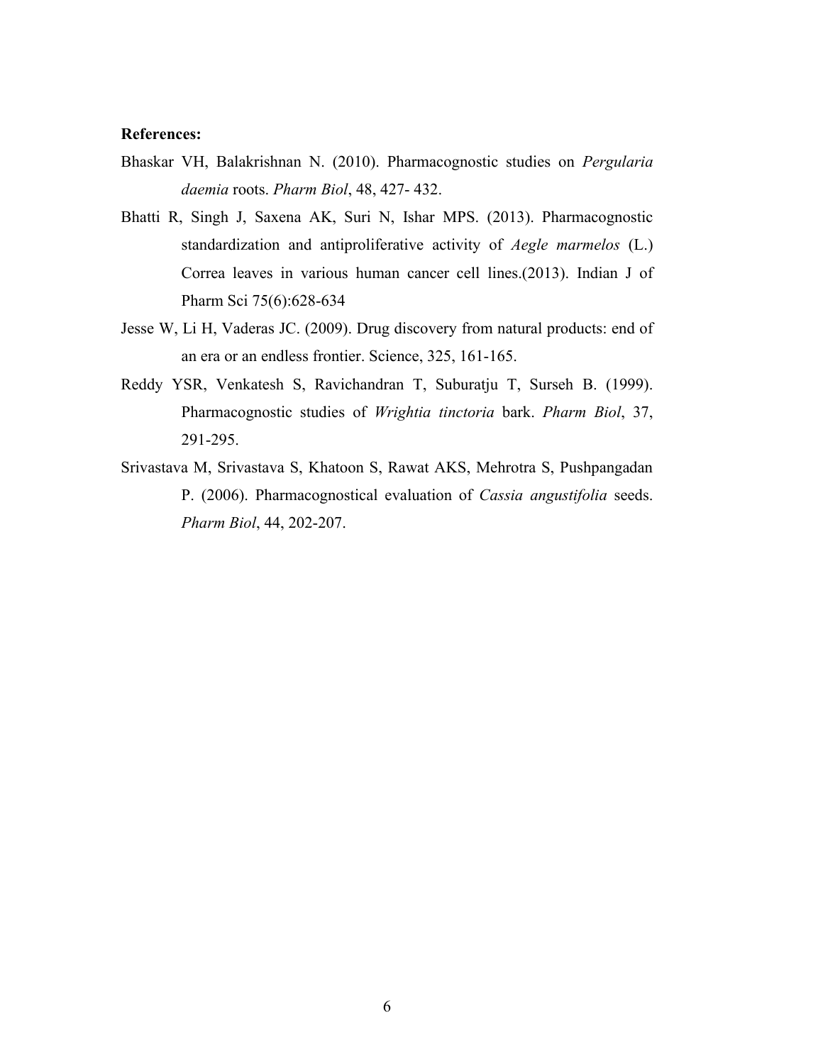**References:**

Bhaskar VH, Balakrishnan N. (2010). Pharmacognostic studies on *Pergularia daemia* roots. *Pharm Biol*, 48, 427- 432.

Bhatti R, Singh J, Saxena AK, Suri N, Ishar MPS. (2013). Pharmacognostic standardization and antiproliferative activity of *Aegle marmelos* (L.) Correa leaves in various human cancer cell lines.(2013). Indian J of Pharm Sci 75(6):628-634

Jesse W, Li H, Vaderas JC. (2009). Drug discovery from natural products: end of an era or an endless frontier. Science, 325, 161-165.

Reddy YSR, Venkatesh S, Ravichandran T, Suburatju T, Surseh B. (1999). Pharmacognostic studies of *Wrightia tinctoria* bark. *Pharm Biol*, 37, 291-295.

Srivastava M, Srivastava S, Khatoon S, Rawat AKS, Mehrotra S, Pushpangadan P. (2006). Pharmacognostical evaluation of *Cassia angustifolia* seeds. *Pharm Biol*, 44, 202-207.